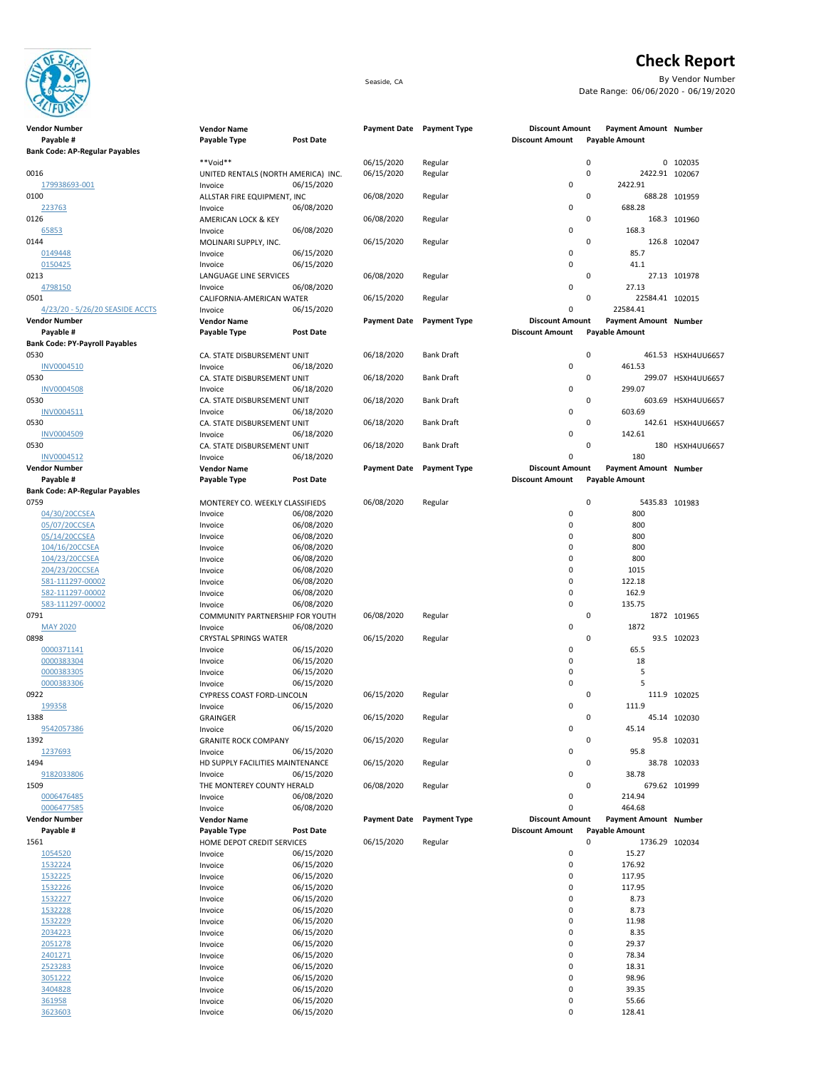# Check Report

Seaside, CA

By Vendor Number

Date Range: 06/06/2020 - 06/19/2020

| Vendor Number | Vendor Name | | Payment Date | Payment Type | Discount Amount | Payment Amount | Number |
|---|---|---|---|---|---|---|---|
| Payable # | Payable Type | Post Date | | | Discount Amount | Payable Amount | |
| **Bank Code: AP-Regular Payables** | | | | | | | |
| | **Void** | | 06/15/2020 | Regular | 0 | 0 | 102035 |
| 0016 | UNITED RENTALS (NORTH AMERICA) INC. | | 06/15/2020 | Regular | 0 | 2422.91 | 102067 |
| 179938693-001 | Invoice | 06/15/2020 | | | 0 | 2422.91 | |
| 0100 | ALLSTAR FIRE EQUIPMENT, INC | | 06/08/2020 | Regular | 0 | 688.28 | 101959 |
| 223763 | Invoice | 06/08/2020 | | | 0 | 688.28 | |
| 0126 | AMERICAN LOCK & KEY | | 06/08/2020 | Regular | 0 | 168.3 | 101960 |
| 65853 | Invoice | 06/08/2020 | | | 0 | 168.3 | |
| 0144 | MOLINARI SUPPLY, INC. | | 06/15/2020 | Regular | 0 | 126.8 | 102047 |
| 0149448 | Invoice | 06/15/2020 | | | 0 | 85.7 | |
| 0150425 | Invoice | 06/15/2020 | | | 0 | 41.1 | |
| 0213 | LANGUAGE LINE SERVICES | | 06/08/2020 | Regular | 0 | 27.13 | 101978 |
| 4798150 | Invoice | 06/08/2020 | | | 0 | 27.13 | |
| 0501 | CALIFORNIA-AMERICAN WATER | | 06/15/2020 | Regular | 0 | 22584.41 | 102015 |
| 4/23/20 - 5/26/20 SEASIDE ACCTS | Invoice | 06/15/2020 | | | 0 | 22584.41 | |
| **Bank Code: PY-Payroll Payables** | | | | | | | |
| 0530 | CA. STATE DISBURSEMENT UNIT | | 06/18/2020 | Bank Draft | 0 | 461.53 | HSXH4UU6657 |
| INV0004510 | Invoice | 06/18/2020 | | | 0 | 461.53 | |
| 0530 | CA. STATE DISBURSEMENT UNIT | | 06/18/2020 | Bank Draft | 0 | 299.07 | HSXH4UU6657 |
| INV0004508 | Invoice | 06/18/2020 | | | 0 | 299.07 | |
| 0530 | CA. STATE DISBURSEMENT UNIT | | 06/18/2020 | Bank Draft | 0 | 603.69 | HSXH4UU6657 |
| INV0004511 | Invoice | 06/18/2020 | | | 0 | 603.69 | |
| 0530 | CA. STATE DISBURSEMENT UNIT | | 06/18/2020 | Bank Draft | 0 | 142.61 | HSXH4UU6657 |
| INV0004509 | Invoice | 06/18/2020 | | | 0 | 142.61 | |
| 0530 | CA. STATE DISBURSEMENT UNIT | | 06/18/2020 | Bank Draft | 0 | 180 | HSXH4UU6657 |
| INV0004512 | Invoice | 06/18/2020 | | | 0 | 180 | |
| **Bank Code: AP-Regular Payables** | | | | | | | |
| 0759 | MONTEREY CO. WEEKLY CLASSIFIEDS | | 06/08/2020 | Regular | 0 | 5435.83 | 101983 |
| 04/30/20CCSEA | Invoice | 06/08/2020 | | | 0 | 800 | |
| 05/07/20CCSEA | Invoice | 06/08/2020 | | | 0 | 800 | |
| 05/14/20CCSEA | Invoice | 06/08/2020 | | | 0 | 800 | |
| 104/16/20CCSEA | Invoice | 06/08/2020 | | | 0 | 800 | |
| 104/23/20CCSEA | Invoice | 06/08/2020 | | | 0 | 800 | |
| 204/23/20CCSEA | Invoice | 06/08/2020 | | | 0 | 1015 | |
| 581-111297-00002 | Invoice | 06/08/2020 | | | 0 | 122.18 | |
| 582-111297-00002 | Invoice | 06/08/2020 | | | 0 | 162.9 | |
| 583-111297-00002 | Invoice | 06/08/2020 | | | 0 | 135.75 | |
| 0791 | COMMUNITY PARTNERSHIP FOR YOUTH | | 06/08/2020 | Regular | 0 | 1872 | 101965 |
| MAY 2020 | Invoice | 06/08/2020 | | | 0 | 1872 | |
| 0898 | CRYSTAL SPRINGS WATER | | 06/15/2020 | Regular | 0 | 93.5 | 102023 |
| 0000371141 | Invoice | 06/15/2020 | | | 0 | 65.5 | |
| 0000383304 | Invoice | 06/15/2020 | | | 0 | 18 | |
| 0000383305 | Invoice | 06/15/2020 | | | 0 | 5 | |
| 0000383306 | Invoice | 06/15/2020 | | | 0 | 5 | |
| 0922 | CYPRESS COAST FORD-LINCOLN | | 06/15/2020 | Regular | 0 | 111.9 | 102025 |
| 199358 | Invoice | 06/15/2020 | | | 0 | 111.9 | |
| 1388 | GRAINGER | | 06/15/2020 | Regular | 0 | 45.14 | 102030 |
| 9542057386 | Invoice | 06/15/2020 | | | 0 | 45.14 | |
| 1392 | GRANITE ROCK COMPANY | | 06/15/2020 | Regular | 0 | 95.8 | 102031 |
| 1237693 | Invoice | 06/15/2020 | | | 0 | 95.8 | |
| 1494 | HD SUPPLY FACILITIES MAINTENANCE | | 06/15/2020 | Regular | 0 | 38.78 | 102033 |
| 9182033806 | Invoice | 06/15/2020 | | | 0 | 38.78 | |
| 1509 | THE MONTEREY COUNTY HERALD | | 06/08/2020 | Regular | 0 | 679.62 | 101999 |
| 0006476485 | Invoice | 06/08/2020 | | | 0 | 214.94 | |
| 0006477585 | Invoice | 06/08/2020 | | | 0 | 464.68 | |
| 1561 | HOME DEPOT CREDIT SERVICES | | 06/15/2020 | Regular | 0 | 1736.29 | 102034 |
| 1054520 | Invoice | 06/15/2020 | | | 0 | 15.27 | |
| 1532224 | Invoice | 06/15/2020 | | | 0 | 176.92 | |
| 1532225 | Invoice | 06/15/2020 | | | 0 | 117.95 | |
| 1532226 | Invoice | 06/15/2020 | | | 0 | 117.95 | |
| 1532227 | Invoice | 06/15/2020 | | | 0 | 8.73 | |
| 1532228 | Invoice | 06/15/2020 | | | 0 | 8.73 | |
| 1532229 | Invoice | 06/15/2020 | | | 0 | 11.98 | |
| 2034223 | Invoice | 06/15/2020 | | | 0 | 8.35 | |
| 2051278 | Invoice | 06/15/2020 | | | 0 | 29.37 | |
| 2401271 | Invoice | 06/15/2020 | | | 0 | 78.34 | |
| 2523283 | Invoice | 06/15/2020 | | | 0 | 18.31 | |
| 3051222 | Invoice | 06/15/2020 | | | 0 | 98.96 | |
| 3404828 | Invoice | 06/15/2020 | | | 0 | 39.35 | |
| 361958 | Invoice | 06/15/2020 | | | 0 | 55.66 | |
| 3623603 | Invoice | 06/15/2020 | | | 0 | 128.41 | |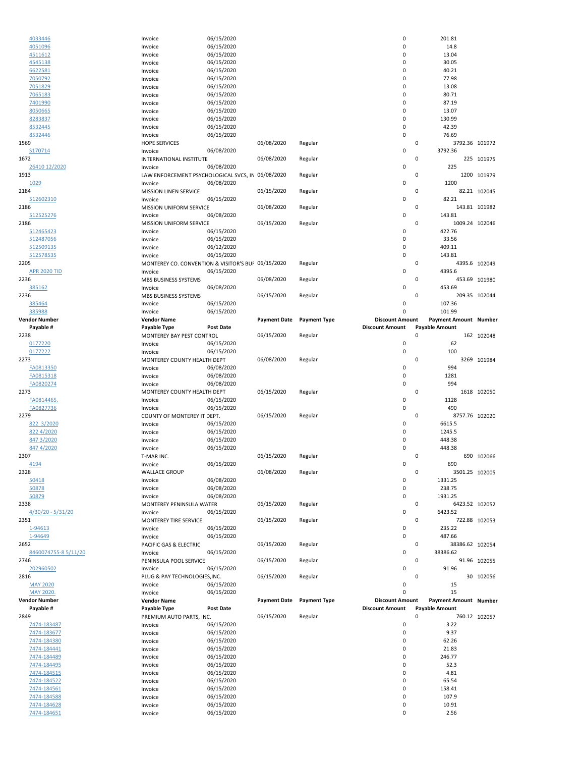| Vendor Number | Vendor Name | Post Date | Payment Date | Payment Type | Discount Amount | Payment Amount | Number |
|---|---|---|---|---|---|---|---|
| Payable # | Payable Type | | | | Discount Amount | Payable Amount | |
| 4033446 | Invoice | 06/15/2020 | | | 0 | 201.81 | |
| 4051096 | Invoice | 06/15/2020 | | | 0 | 14.8 | |
| 4511612 | Invoice | 06/15/2020 | | | 0 | 13.04 | |
| 4545138 | Invoice | 06/15/2020 | | | 0 | 30.05 | |
| 6622581 | Invoice | 06/15/2020 | | | 0 | 40.21 | |
| 7050792 | Invoice | 06/15/2020 | | | 0 | 77.98 | |
| 7051829 | Invoice | 06/15/2020 | | | 0 | 13.08 | |
| 7065183 | Invoice | 06/15/2020 | | | 0 | 80.71 | |
| 7401990 | Invoice | 06/15/2020 | | | 0 | 87.19 | |
| 8050665 | Invoice | 06/15/2020 | | | 0 | 13.07 | |
| 8283837 | Invoice | 06/15/2020 | | | 0 | 130.99 | |
| 8532445 | Invoice | 06/15/2020 | | | 0 | 42.39 | |
| 8532446 | Invoice | 06/15/2020 | | | 0 | 76.69 | |
| 1569 | HOPE SERVICES | | 06/08/2020 | Regular | 0 | 3792.36 | 101972 |
| 5170714 | Invoice | 06/08/2020 | | | 0 | 3792.36 | |
| 1672 | INTERNATIONAL INSTITUTE | | 06/08/2020 | Regular | 0 | 225 | 101975 |
| 26410 12/2020 | Invoice | 06/08/2020 | | | 0 | 225 | |
| 1913 | LAW ENFORCEMENT PSYCHOLOGICAL SVCS, IN | | 06/08/2020 | Regular | 0 | 1200 | 101979 |
| 1029 | Invoice | 06/08/2020 | | | 0 | 1200 | |
| 2184 | MISSION LINEN SERVICE | | 06/15/2020 | Regular | 0 | 82.21 | 102045 |
| 512602310 | Invoice | 06/15/2020 | | | 0 | 82.21 | |
| 2186 | MISSION UNIFORM SERVICE | | 06/08/2020 | Regular | 0 | 143.81 | 101982 |
| 512525276 | Invoice | 06/08/2020 | | | 0 | 143.81 | |
| 2186 | MISSION UNIFORM SERVICE | | 06/15/2020 | Regular | 0 | 1009.24 | 102046 |
| 512465423 | Invoice | 06/15/2020 | | | 0 | 422.76 | |
| 512487056 | Invoice | 06/15/2020 | | | 0 | 33.56 | |
| 512509135 | Invoice | 06/12/2020 | | | 0 | 409.11 | |
| 512578535 | Invoice | 06/15/2020 | | | 0 | 143.81 | |
| 2205 | MONTEREY CO. CONVENTION & VISITOR'S BUF | | 06/15/2020 | Regular | 0 | 4395.6 | 102049 |
| APR 2020 TID | Invoice | 06/15/2020 | | | 0 | 4395.6 | |
| 2236 | MBS BUSINESS SYSTEMS | | 06/08/2020 | Regular | 0 | 453.69 | 101980 |
| 385162 | Invoice | 06/08/2020 | | | 0 | 453.69 | |
| 2236 | MBS BUSINESS SYSTEMS | | 06/15/2020 | Regular | 0 | 209.35 | 102044 |
| 385464 | Invoice | 06/15/2020 | | | 0 | 107.36 | |
| 385988 | Invoice | 06/15/2020 | | | 0 | 101.99 | |

| Vendor Number | Vendor Name | Post Date | Payment Date | Payment Type | Discount Amount | Payment Amount | Number |
|---|---|---|---|---|---|---|---|
| Payable # | Payable Type | | | | Discount Amount | Payable Amount | |
| 2238 | MONTEREY BAY PEST CONTROL | | 06/15/2020 | Regular | 0 | 162 | 102048 |
| 0177220 | Invoice | 06/15/2020 | | | 0 | 62 | |
| 0177222 | Invoice | 06/15/2020 | | | 0 | 100 | |
| 2273 | MONTEREY COUNTY HEALTH DEPT | | 06/08/2020 | Regular | 0 | 3269 | 101984 |
| FA0813350 | Invoice | 06/08/2020 | | | 0 | 994 | |
| FA0815318 | Invoice | 06/08/2020 | | | 0 | 1281 | |
| FA0820274 | Invoice | 06/08/2020 | | | 0 | 994 | |
| 2273 | MONTEREY COUNTY HEALTH DEPT | | 06/15/2020 | Regular | 0 | 1618 | 102050 |
| FA0814465. | Invoice | 06/15/2020 | | | 0 | 1128 | |
| FA0827736 | Invoice | 06/15/2020 | | | 0 | 490 | |
| 2279 | COUNTY OF MONTEREY IT DEPT. | | 06/15/2020 | Regular | 0 | 8757.76 | 102020 |
| 822 3/2020 | Invoice | 06/15/2020 | | | 0 | 6615.5 | |
| 822 4/2020 | Invoice | 06/15/2020 | | | 0 | 1245.5 | |
| 847 3/2020 | Invoice | 06/15/2020 | | | 0 | 448.38 | |
| 847 4/2020 | Invoice | 06/15/2020 | | | 0 | 448.38 | |
| 2307 | T-MAR INC. | | 06/15/2020 | Regular | 0 | 690 | 102066 |
| 4194 | Invoice | 06/15/2020 | | | 0 | 690 | |
| 2328 | WALLACE GROUP | | 06/08/2020 | Regular | 0 | 3501.25 | 102005 |
| 50418 | Invoice | 06/08/2020 | | | 0 | 1331.25 | |
| 50878 | Invoice | 06/08/2020 | | | 0 | 238.75 | |
| 50879 | Invoice | 06/08/2020 | | | 0 | 1931.25 | |
| 2338 | MONTEREY PENINSULA WATER | | 06/15/2020 | Regular | 0 | 6423.52 | 102052 |
| 4/30/20 - 5/31/20 | Invoice | 06/15/2020 | | | 0 | 6423.52 | |
| 2351 | MONTEREY TIRE SERVICE | | 06/15/2020 | Regular | 0 | 722.88 | 102053 |
| 1-94613 | Invoice | 06/15/2020 | | | 0 | 235.22 | |
| 1-94649 | Invoice | 06/15/2020 | | | 0 | 487.66 | |
| 2652 | PACIFIC GAS & ELECTRIC | | 06/15/2020 | Regular | 0 | 38386.62 | 102054 |
| 8460074755-8 5/11/20 | Invoice | 06/15/2020 | | | 0 | 38386.62 | |
| 2746 | PENINSULA POOL SERVICE | | 06/15/2020 | Regular | 0 | 91.96 | 102055 |
| 202960502 | Invoice | 06/15/2020 | | | 0 | 91.96 | |
| 2816 | PLUG & PAY TECHNOLOGIES,INC. | | 06/15/2020 | Regular | 0 | 30 | 102056 |
| MAY 2020 | Invoice | 06/15/2020 | | | 0 | 15 | |
| MAY 2020. | Invoice | 06/15/2020 | | | 0 | 15 | |

| Vendor Number | Vendor Name | Post Date | Payment Date | Payment Type | Discount Amount | Payment Amount | Number |
|---|---|---|---|---|---|---|---|
| Payable # | Payable Type | | | | Discount Amount | Payable Amount | |
| 2849 | PREMIUM AUTO PARTS, INC. | | 06/15/2020 | Regular | 0 | 760.12 | 102057 |
| 7474-183487 | Invoice | 06/15/2020 | | | 0 | 3.22 | |
| 7474-183677 | Invoice | 06/15/2020 | | | 0 | 9.37 | |
| 7474-184380 | Invoice | 06/15/2020 | | | 0 | 62.26 | |
| 7474-184441 | Invoice | 06/15/2020 | | | 0 | 21.83 | |
| 7474-184489 | Invoice | 06/15/2020 | | | 0 | 246.77 | |
| 7474-184495 | Invoice | 06/15/2020 | | | 0 | 52.3 | |
| 7474-184515 | Invoice | 06/15/2020 | | | 0 | 4.81 | |
| 7474-184522 | Invoice | 06/15/2020 | | | 0 | 65.54 | |
| 7474-184561 | Invoice | 06/15/2020 | | | 0 | 158.41 | |
| 7474-184588 | Invoice | 06/15/2020 | | | 0 | 107.9 | |
| 7474-184628 | Invoice | 06/15/2020 | | | 0 | 10.91 | |
| 7474-184651 | Invoice | 06/15/2020 | | | 0 | 2.56 | |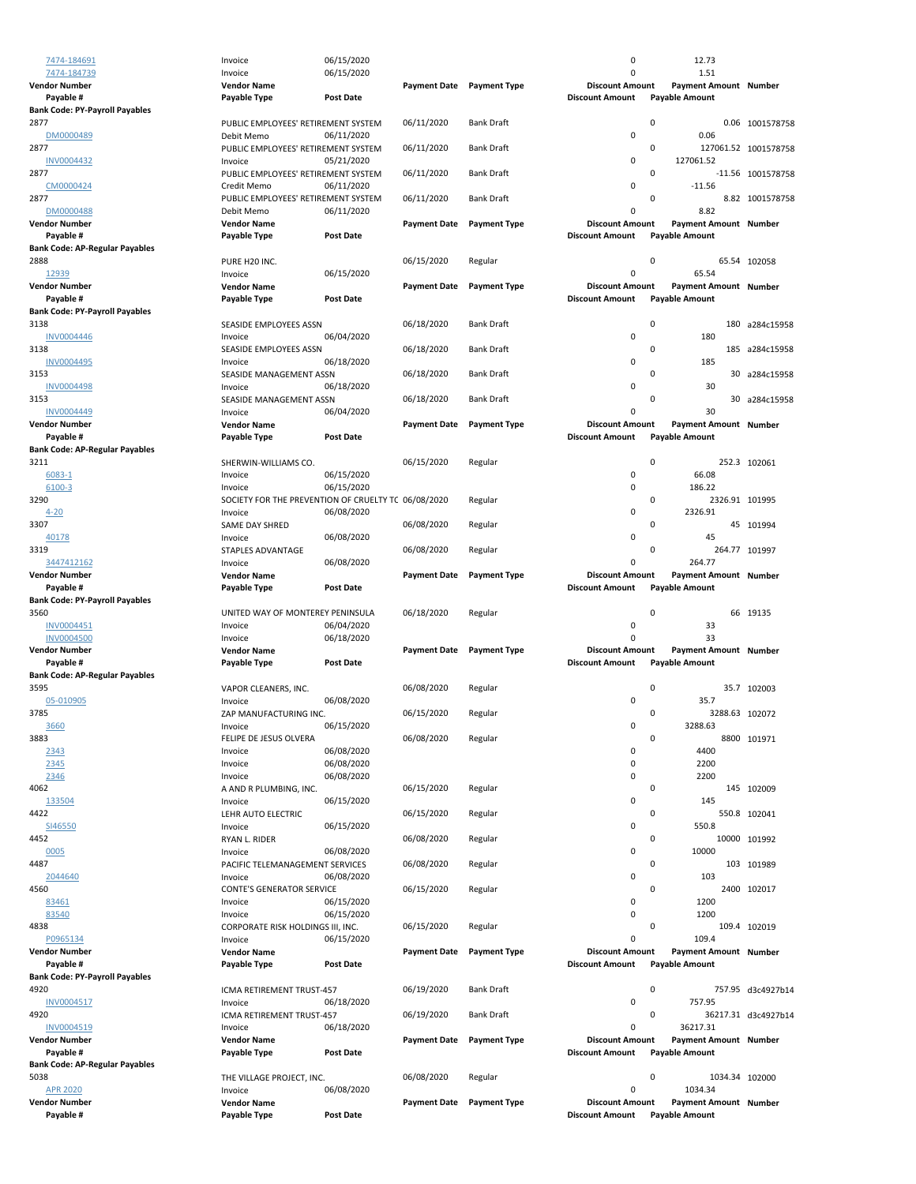| Vendor Number / Payable # | Vendor Name / Payable Type | Post Date | Payment Date | Payment Type | Discount Amount | Payment Amount | Number |
|---|---|---|---|---|---|---|---|
| 7474-184691 | Invoice | 06/15/2020 | | | 0 | 12.73 | |
| 7474-184739 | Invoice | 06/15/2020 | | | 0 | 1.51 | |

| Vendor Number | Vendor Name | | Payment Date | Payment Type | Discount Amount | Payment Amount | Number |
|---|---|---|---|---|---|---|---|
| Payable # | Payable Type | Post Date | | | Discount Amount | Payable Amount | |
| **Bank Code: PY-Payroll Payables** | | | | | | | |
| 2877 | PUBLIC EMPLOYEES' RETIREMENT SYSTEM | | 06/11/2020 | Bank Draft | 0 | 0.06 | 1001578758 |
| DM0000489 | Debit Memo | 06/11/2020 | | | 0 | 0.06 | |
| 2877 | PUBLIC EMPLOYEES' RETIREMENT SYSTEM | | 06/11/2020 | Bank Draft | 0 | 127061.52 | 1001578758 |
| INV0004432 | Invoice | 05/21/2020 | | | 0 | 127061.52 | |
| 2877 | PUBLIC EMPLOYEES' RETIREMENT SYSTEM | | 06/11/2020 | Bank Draft | 0 | -11.56 | 1001578758 |
| CM0000424 | Credit Memo | 06/11/2020 | | | 0 | -11.56 | |
| 2877 | PUBLIC EMPLOYEES' RETIREMENT SYSTEM | | 06/11/2020 | Bank Draft | 0 | 8.82 | 1001578758 |
| DM0000488 | Debit Memo | 06/11/2020 | | | 0 | 8.82 | |

| Vendor Number | Vendor Name | | Payment Date | Payment Type | Discount Amount | Payment Amount | Number |
|---|---|---|---|---|---|---|---|
| Payable # | Payable Type | Post Date | | | Discount Amount | Payable Amount | |
| **Bank Code: AP-Regular Payables** | | | | | | | |
| 2888 | PURE H2O INC. | | 06/15/2020 | Regular | 0 | 65.54 | 102058 |
| 12939 | Invoice | 06/15/2020 | | | 0 | 65.54 | |

| Vendor Number | Vendor Name | | Payment Date | Payment Type | Discount Amount | Payment Amount | Number |
|---|---|---|---|---|---|---|---|
| Payable # | Payable Type | Post Date | | | Discount Amount | Payable Amount | |
| **Bank Code: PY-Payroll Payables** | | | | | | | |
| 3138 | SEASIDE EMPLOYEES ASSN | | 06/18/2020 | Bank Draft | 0 | 180 | a284c15958 |
| INV0004446 | Invoice | 06/04/2020 | | | 0 | 180 | |
| 3138 | SEASIDE EMPLOYEES ASSN | | 06/18/2020 | Bank Draft | 0 | 185 | a284c15958 |
| INV0004495 | Invoice | 06/18/2020 | | | 0 | 185 | |
| 3153 | SEASIDE MANAGEMENT ASSN | | 06/18/2020 | Bank Draft | 0 | 30 | a284c15958 |
| INV0004498 | Invoice | 06/18/2020 | | | 0 | 30 | |
| 3153 | SEASIDE MANAGEMENT ASSN | | 06/18/2020 | Bank Draft | 0 | 30 | a284c15958 |
| INV0004449 | Invoice | 06/04/2020 | | | 0 | 30 | |

| Vendor Number | Vendor Name | | Payment Date | Payment Type | Discount Amount | Payment Amount | Number |
|---|---|---|---|---|---|---|---|
| Payable # | Payable Type | Post Date | | | Discount Amount | Payable Amount | |
| **Bank Code: AP-Regular Payables** | | | | | | | |
| 3211 | SHERWIN-WILLIAMS CO. | | 06/15/2020 | Regular | 0 | 252.3 | 102061 |
| 6083-1 | Invoice | 06/15/2020 | | | 0 | 66.08 | |
| 6100-3 | Invoice | 06/15/2020 | | | 0 | 186.22 | |
| 3290 | SOCIETY FOR THE PREVENTION OF CRUELTY TC | | 06/08/2020 | Regular | 0 | 2326.91 | 101995 |
| 4-20 | Invoice | 06/08/2020 | | | 0 | 2326.91 | |
| 3307 | SAME DAY SHRED | | 06/08/2020 | Regular | 0 | 45 | 101994 |
| 40178 | Invoice | 06/08/2020 | | | 0 | 45 | |
| 3319 | STAPLES ADVANTAGE | | 06/08/2020 | Regular | 0 | 264.77 | 101997 |
| 3447412162 | Invoice | 06/08/2020 | | | 0 | 264.77 | |

| Vendor Number | Vendor Name | | Payment Date | Payment Type | Discount Amount | Payment Amount | Number |
|---|---|---|---|---|---|---|---|
| Payable # | Payable Type | Post Date | | | Discount Amount | Payable Amount | |
| **Bank Code: PY-Payroll Payables** | | | | | | | |
| 3560 | UNITED WAY OF MONTEREY PENINSULA | | 06/18/2020 | Regular | 0 | 66 | 19135 |
| INV0004451 | Invoice | 06/04/2020 | | | 0 | 33 | |
| INV0004500 | Invoice | 06/18/2020 | | | 0 | 33 | |

| Vendor Number | Vendor Name | | Payment Date | Payment Type | Discount Amount | Payment Amount | Number |
|---|---|---|---|---|---|---|---|
| Payable # | Payable Type | Post Date | | | Discount Amount | Payable Amount | |
| **Bank Code: AP-Regular Payables** | | | | | | | |
| 3595 | VAPOR CLEANERS, INC. | | 06/08/2020 | Regular | 0 | 35.7 | 102003 |
| 05-010905 | Invoice | 06/08/2020 | | | 0 | 35.7 | |
| 3785 | ZAP MANUFACTURING INC. | | 06/15/2020 | Regular | 0 | 3288.63 | 102072 |
| 3660 | Invoice | 06/15/2020 | | | 0 | 3288.63 | |
| 3883 | FELIPE DE JESUS OLVERA | | 06/08/2020 | Regular | 0 | 8800 | 101971 |
| 2343 | Invoice | 06/08/2020 | | | 0 | 4400 | |
| 2345 | Invoice | 06/08/2020 | | | 0 | 2200 | |
| 2346 | Invoice | 06/08/2020 | | | 0 | 2200 | |
| 4062 | A AND R PLUMBING, INC. | | 06/15/2020 | Regular | 0 | 145 | 102009 |
| 133504 | Invoice | 06/15/2020 | | | 0 | 145 | |
| 4422 | LEHR AUTO ELECTRIC | | 06/15/2020 | Regular | 0 | 550.8 | 102041 |
| SI46550 | Invoice | 06/15/2020 | | | 0 | 550.8 | |
| 4452 | RYAN L. RIDER | | 06/08/2020 | Regular | 0 | 10000 | 101992 |
| 0005 | Invoice | 06/08/2020 | | | 0 | 10000 | |
| 4487 | PACIFIC TELEMANAGEMENT SERVICES | | 06/08/2020 | Regular | 0 | 103 | 101989 |
| 2044640 | Invoice | 06/08/2020 | | | 0 | 103 | |
| 4560 | CONTE'S GENERATOR SERVICE | | 06/15/2020 | Regular | 0 | 2400 | 102017 |
| 83461 | Invoice | 06/15/2020 | | | 0 | 1200 | |
| 83540 | Invoice | 06/15/2020 | | | 0 | 1200 | |
| 4838 | CORPORATE RISK HOLDINGS III, INC. | | 06/15/2020 | Regular | 0 | 109.4 | 102019 |
| P0965134 | Invoice | 06/15/2020 | | | 0 | 109.4 | |

| Vendor Number | Vendor Name | | Payment Date | Payment Type | Discount Amount | Payment Amount | Number |
|---|---|---|---|---|---|---|---|
| Payable # | Payable Type | Post Date | | | Discount Amount | Payable Amount | |
| **Bank Code: PY-Payroll Payables** | | | | | | | |
| 4920 | ICMA RETIREMENT TRUST-457 | | 06/19/2020 | Bank Draft | 0 | 757.95 | d3c4927b14 |
| INV0004517 | Invoice | 06/18/2020 | | | 0 | 757.95 | |
| 4920 | ICMA RETIREMENT TRUST-457 | | 06/19/2020 | Bank Draft | 0 | 36217.31 | d3c4927b14 |
| INV0004519 | Invoice | 06/18/2020 | | | 0 | 36217.31 | |

| Vendor Number | Vendor Name | | Payment Date | Payment Type | Discount Amount | Payment Amount | Number |
|---|---|---|---|---|---|---|---|
| Payable # | Payable Type | Post Date | | | Discount Amount | Payable Amount | |
| **Bank Code: AP-Regular Payables** | | | | | | | |
| 5038 | THE VILLAGE PROJECT, INC. | | 06/08/2020 | Regular | 0 | 1034.34 | 102000 |
| APR 2020 | Invoice | 06/08/2020 | | | 0 | 1034.34 | |

| Vendor Number | Vendor Name | | Payment Date | Payment Type | Discount Amount | Payment Amount | Number |
|---|---|---|---|---|---|---|---|
| Payable # | Payable Type | Post Date | | | Discount Amount | Payable Amount | |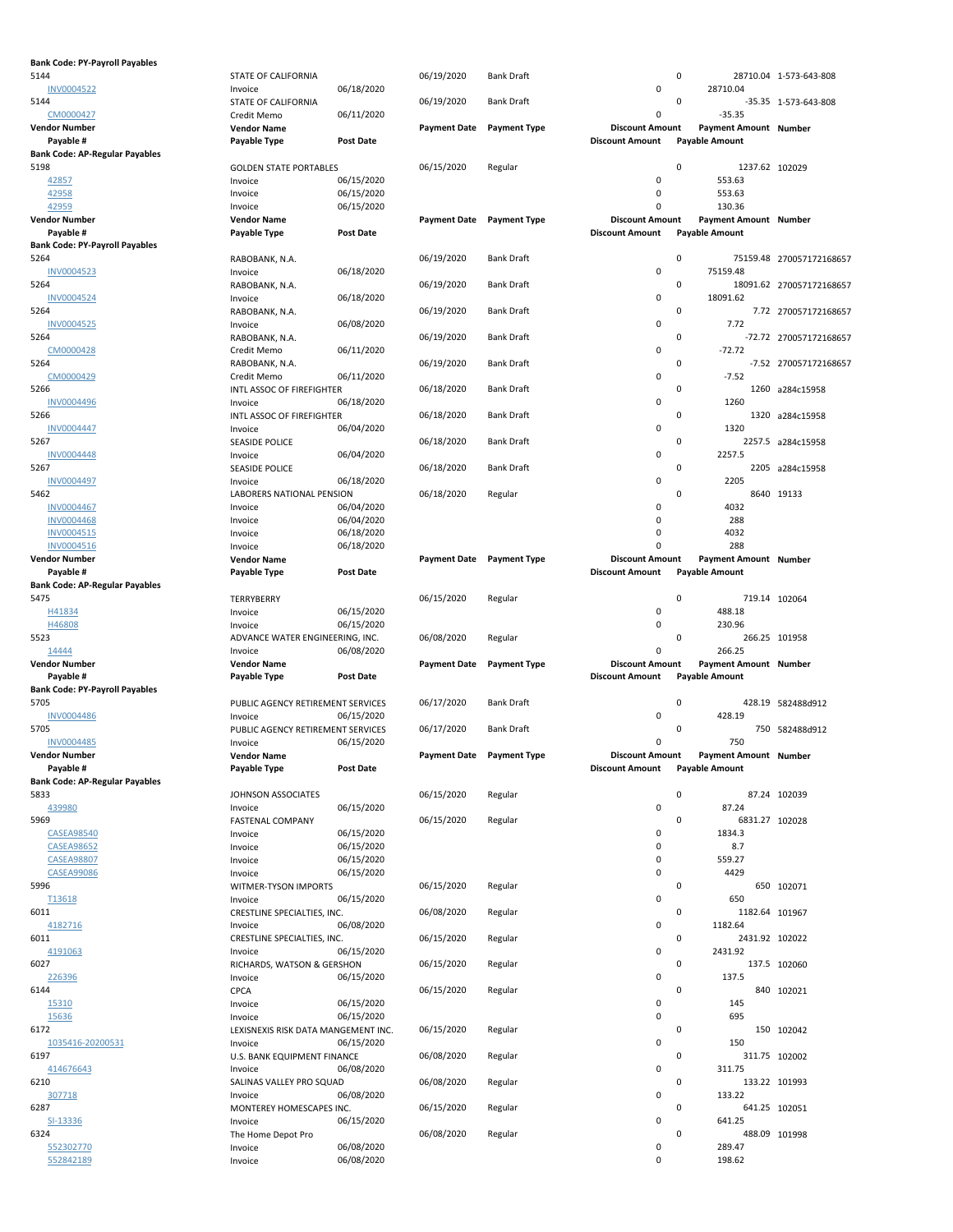| Vendor Number | Vendor Name | | Payment Date | Payment Type | Discount Amount | Payment Amount | Number |
|---|---|---|---|---|---|---|---|
| Payable # | Payable Type | Post Date | | | Discount Amount | Payable Amount | |
| **Bank Code: PY-Payroll Payables** | | | | | | | |
| 5144 | STATE OF CALIFORNIA | | 06/19/2020 | Bank Draft | 0 | 28710.04 | 1-573-643-808 |
| INV0004522 | Invoice | 06/18/2020 | | | 0 | 28710.04 | |
| 5144 | STATE OF CALIFORNIA | | 06/19/2020 | Bank Draft | 0 | -35.35 | 1-573-643-808 |
| CM0000427 | Credit Memo | 06/11/2020 | | | 0 | -35.35 | |
| **Vendor Number** | **Vendor Name** | | **Payment Date** | **Payment Type** | **Discount Amount** | **Payment Amount** | **Number** |
| **Payable #** | **Payable Type** | **Post Date** | | | **Discount Amount** | **Payable Amount** | |
| **Bank Code: AP-Regular Payables** | | | | | | | |
| 5198 | GOLDEN STATE PORTABLES | | 06/15/2020 | Regular | 0 | 1237.62 | 102029 |
| 42857 | Invoice | 06/15/2020 | | | 0 | 553.63 | |
| 42958 | Invoice | 06/15/2020 | | | 0 | 553.63 | |
| 42959 | Invoice | 06/15/2020 | | | 0 | 130.36 | |
| **Vendor Number** | **Vendor Name** | | **Payment Date** | **Payment Type** | **Discount Amount** | **Payment Amount** | **Number** |
| **Payable #** | **Payable Type** | **Post Date** | | | **Discount Amount** | **Payable Amount** | |
| **Bank Code: PY-Payroll Payables** | | | | | | | |
| 5264 | RABOBANK, N.A. | | 06/19/2020 | Bank Draft | 0 | 75159.48 | 270057172168657 |
| INV0004523 | Invoice | 06/18/2020 | | | 0 | 75159.48 | |
| 5264 | RABOBANK, N.A. | | 06/19/2020 | Bank Draft | 0 | 18091.62 | 270057172168657 |
| INV0004524 | Invoice | 06/18/2020 | | | 0 | 18091.62 | |
| 5264 | RABOBANK, N.A. | | 06/19/2020 | Bank Draft | 0 | 7.72 | 270057172168657 |
| INV0004525 | Invoice | 06/08/2020 | | | 0 | 7.72 | |
| 5264 | RABOBANK, N.A. | | 06/19/2020 | Bank Draft | 0 | -72.72 | 270057172168657 |
| CM0000428 | Credit Memo | 06/11/2020 | | | 0 | -72.72 | |
| 5264 | RABOBANK, N.A. | | 06/19/2020 | Bank Draft | 0 | -7.52 | 270057172168657 |
| CM0000429 | Credit Memo | 06/11/2020 | | | 0 | -7.52 | |
| 5266 | INTL ASSOC OF FIREFIGHTER | | 06/18/2020 | Bank Draft | 0 | 1260 | a284c15958 |
| INV0004496 | Invoice | 06/18/2020 | | | 0 | 1260 | |
| 5266 | INTL ASSOC OF FIREFIGHTER | | 06/18/2020 | Bank Draft | 0 | 1320 | a284c15958 |
| INV0004447 | Invoice | 06/04/2020 | | | 0 | 1320 | |
| 5267 | SEASIDE POLICE | | 06/18/2020 | Bank Draft | 0 | 2257.5 | a284c15958 |
| INV0004448 | Invoice | 06/04/2020 | | | 0 | 2257.5 | |
| 5267 | SEASIDE POLICE | | 06/18/2020 | Bank Draft | 0 | 2205 | a284c15958 |
| INV0004497 | Invoice | 06/18/2020 | | | 0 | 2205 | |
| 5462 | LABORERS NATIONAL PENSION | | 06/18/2020 | Regular | 0 | 8640 | 19133 |
| INV0004467 | Invoice | 06/04/2020 | | | 0 | 4032 | |
| INV0004468 | Invoice | 06/04/2020 | | | 0 | 288 | |
| INV0004515 | Invoice | 06/18/2020 | | | 0 | 4032 | |
| INV0004516 | Invoice | 06/18/2020 | | | 0 | 288 | |
| **Vendor Number** | **Vendor Name** | | **Payment Date** | **Payment Type** | **Discount Amount** | **Payment Amount** | **Number** |
| **Payable #** | **Payable Type** | **Post Date** | | | **Discount Amount** | **Payable Amount** | |
| **Bank Code: AP-Regular Payables** | | | | | | | |
| 5475 | TERRYBERRY | | 06/15/2020 | Regular | 0 | 719.14 | 102064 |
| H41834 | Invoice | 06/15/2020 | | | 0 | 488.18 | |
| H46808 | Invoice | 06/15/2020 | | | 0 | 230.96 | |
| 5523 | ADVANCE WATER ENGINEERING, INC. | | 06/08/2020 | Regular | 0 | 266.25 | 101958 |
| 14444 | Invoice | 06/08/2020 | | | 0 | 266.25 | |
| **Vendor Number** | **Vendor Name** | | **Payment Date** | **Payment Type** | **Discount Amount** | **Payment Amount** | **Number** |
| **Payable #** | **Payable Type** | **Post Date** | | | **Discount Amount** | **Payable Amount** | |
| **Bank Code: PY-Payroll Payables** | | | | | | | |
| 5705 | PUBLIC AGENCY RETIREMENT SERVICES | | 06/17/2020 | Bank Draft | 0 | 428.19 | 582488d912 |
| INV0004486 | Invoice | 06/15/2020 | | | 0 | 428.19 | |
| 5705 | PUBLIC AGENCY RETIREMENT SERVICES | | 06/17/2020 | Bank Draft | 0 | 750 | 582488d912 |
| INV0004485 | Invoice | 06/15/2020 | | | 0 | 750 | |
| **Vendor Number** | **Vendor Name** | | **Payment Date** | **Payment Type** | **Discount Amount** | **Payment Amount** | **Number** |
| **Payable #** | **Payable Type** | **Post Date** | | | **Discount Amount** | **Payable Amount** | |
| **Bank Code: AP-Regular Payables** | | | | | | | |
| 5833 | JOHNSON ASSOCIATES | | 06/15/2020 | Regular | 0 | 87.24 | 102039 |
| 439980 | Invoice | 06/15/2020 | | | 0 | 87.24 | |
| 5969 | FASTENAL COMPANY | | 06/15/2020 | Regular | 0 | 6831.27 | 102028 |
| CASEA98540 | Invoice | 06/15/2020 | | | 0 | 1834.3 | |
| CASEA98652 | Invoice | 06/15/2020 | | | 0 | 8.7 | |
| CASEA98807 | Invoice | 06/15/2020 | | | 0 | 559.27 | |
| CASEA99086 | Invoice | 06/15/2020 | | | 0 | 4429 | |
| 5996 | WITMER-TYSON IMPORTS | | 06/15/2020 | Regular | 0 | 650 | 102071 |
| T13618 | Invoice | 06/15/2020 | | | 0 | 650 | |
| 6011 | CRESTLINE SPECIALTIES, INC. | | 06/08/2020 | Regular | 0 | 1182.64 | 101967 |
| 4182716 | Invoice | 06/08/2020 | | | 0 | 1182.64 | |
| 6011 | CRESTLINE SPECIALTIES, INC. | | 06/15/2020 | Regular | 0 | 2431.92 | 102022 |
| 4191063 | Invoice | 06/15/2020 | | | 0 | 2431.92 | |
| 6027 | RICHARDS, WATSON & GERSHON | | 06/15/2020 | Regular | 0 | 137.5 | 102060 |
| 226396 | Invoice | 06/15/2020 | | | 0 | 137.5 | |
| 6144 | CPCA | | 06/15/2020 | Regular | 0 | 840 | 102021 |
| 15310 | Invoice | 06/15/2020 | | | 0 | 145 | |
| 15636 | Invoice | 06/15/2020 | | | 0 | 695 | |
| 6172 | LEXISNEXIS RISK DATA MANGEMENT INC. | | 06/15/2020 | Regular | 0 | 150 | 102042 |
| 1035416-20200531 | Invoice | 06/15/2020 | | | 0 | 150 | |
| 6197 | U.S. BANK EQUIPMENT FINANCE | | 06/08/2020 | Regular | 0 | 311.75 | 102002 |
| 414676643 | Invoice | 06/08/2020 | | | 0 | 311.75 | |
| 6210 | SALINAS VALLEY PRO SQUAD | | 06/08/2020 | Regular | 0 | 133.22 | 101993 |
| 307718 | Invoice | 06/08/2020 | | | 0 | 133.22 | |
| 6287 | MONTEREY HOMESCAPES INC. | | 06/15/2020 | Regular | 0 | 641.25 | 102051 |
| SI-13336 | Invoice | 06/15/2020 | | | 0 | 641.25 | |
| 6324 | The Home Depot Pro | | 06/08/2020 | Regular | 0 | 488.09 | 101998 |
| 552302770 | Invoice | 06/08/2020 | | | 0 | 289.47 | |
| 552842189 | Invoice | 06/08/2020 | | | 0 | 198.62 | |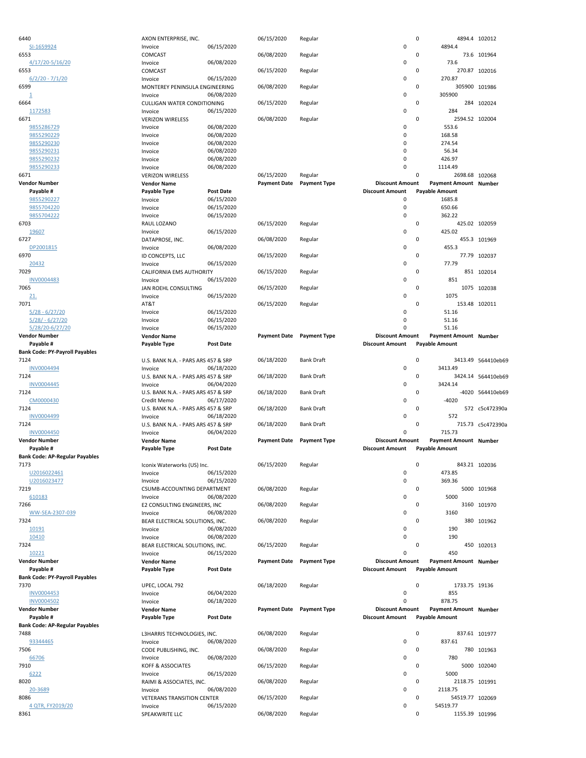| Vendor Number | Vendor Name | | Payment Date | Payment Type | Discount Amount | Payment Amount | Number |
|---|---|---|---|---|---|---|---|
| Payable # | Payable Type | Post Date | | | Discount Amount | Payable Amount | |
| 6440 | AXON ENTERPRISE, INC. | | 06/15/2020 | Regular | 0 | 4894.4 | 102012 |
| SI-1659924 | Invoice | 06/15/2020 | | | 0 | 4894.4 | |
| 6553 | COMCAST | | 06/08/2020 | Regular | 0 | 73.6 | 101964 |
| 4/17/20-5/16/20 | Invoice | 06/08/2020 | | | 0 | 73.6 | |
| 6553 | COMCAST | | 06/15/2020 | Regular | 0 | 270.87 | 102016 |
| 6/2/20 - 7/1/20 | Invoice | 06/15/2020 | | | 0 | 270.87 | |
| 6599 | MONTEREY PENINSULA ENGINEERING | | 06/08/2020 | Regular | 0 | 305900 | 101986 |
| 1 | Invoice | 06/08/2020 | | | 0 | 305900 | |
| 6664 | CULLIGAN WATER CONDITIONING | | 06/15/2020 | Regular | 0 | 284 | 102024 |
| 1172583 | Invoice | 06/15/2020 | | | 0 | 284 | |
| 6671 | VERIZON WIRELESS | | 06/08/2020 | Regular | 0 | 2594.52 | 102004 |
| 9855286729 | Invoice | 06/08/2020 | | | 0 | 553.6 | |
| 9855290229 | Invoice | 06/08/2020 | | | 0 | 168.58 | |
| 9855290230 | Invoice | 06/08/2020 | | | 0 | 274.54 | |
| 9855290231 | Invoice | 06/08/2020 | | | 0 | 56.34 | |
| 9855290232 | Invoice | 06/08/2020 | | | 0 | 426.97 | |
| 9855290233 | Invoice | 06/08/2020 | | | 0 | 1114.49 | |
| 6671 | VERIZON WIRELESS | | 06/15/2020 | Regular | 0 | 2698.68 | 102068 |
| **Vendor Number** | **Vendor Name** | | **Payment Date** | **Payment Type** | **Discount Amount** | **Payment Amount** | **Number** |
| **Payable #** | **Payable Type** | **Post Date** | | | **Discount Amount** | **Payable Amount** | |
| 9855290227 | Invoice | 06/15/2020 | | | 0 | 1685.8 | |
| 9855704220 | Invoice | 06/15/2020 | | | 0 | 650.66 | |
| 9855704222 | Invoice | 06/15/2020 | | | 0 | 362.22 | |
| 6703 | RAUL LOZANO | | 06/15/2020 | Regular | 0 | 425.02 | 102059 |
| 19607 | Invoice | 06/15/2020 | | | 0 | 425.02 | |
| 6727 | DATAPROSE, INC. | | 06/08/2020 | Regular | 0 | 455.3 | 101969 |
| DP2001815 | Invoice | 06/08/2020 | | | 0 | 455.3 | |
| 6970 | ID CONCEPTS, LLC | | 06/15/2020 | Regular | 0 | 77.79 | 102037 |
| 20432 | Invoice | 06/15/2020 | | | 0 | 77.79 | |
| 7029 | CALIFORNIA EMS AUTHORITY | | 06/15/2020 | Regular | 0 | 851 | 102014 |
| INV0004483 | Invoice | 06/15/2020 | | | 0 | 851 | |
| 7065 | JAN ROEHL CONSULTING | | 06/15/2020 | Regular | 0 | 1075 | 102038 |
| 21. | Invoice | 06/15/2020 | | | 0 | 1075 | |
| 7071 | AT&T | | 06/15/2020 | Regular | 0 | 153.48 | 102011 |
| 5/28 - 6/27/20 | Invoice | 06/15/2020 | | | 0 | 51.16 | |
| 5/28/ - 6/27/20 | Invoice | 06/15/2020 | | | 0 | 51.16 | |
| 5/28/20-6/27/20 | Invoice | 06/15/2020 | | | 0 | 51.16 | |
| **Vendor Number** | **Vendor Name** | | **Payment Date** | **Payment Type** | **Discount Amount** | **Payment Amount** | **Number** |
| **Payable #** | **Payable Type** | **Post Date** | | | **Discount Amount** | **Payable Amount** | |
| **Bank Code: PY-Payroll Payables** | | | | | | | |
| 7124 | U.S. BANK N.A. - PARS ARS 457 & SRP | | 06/18/2020 | Bank Draft | 0 | 3413.49 | 564410eb69 |
| INV0004494 | Invoice | 06/18/2020 | | | 0 | 3413.49 | |
| 7124 | U.S. BANK N.A. - PARS ARS 457 & SRP | | 06/18/2020 | Bank Draft | 0 | 3424.14 | 564410eb69 |
| INV0004445 | Invoice | 06/04/2020 | | | 0 | 3424.14 | |
| 7124 | U.S. BANK N.A. - PARS ARS 457 & SRP | | 06/18/2020 | Bank Draft | 0 | -4020 | 564410eb69 |
| CM0000430 | Credit Memo | 06/17/2020 | | | 0 | -4020 | |
| 7124 | U.S. BANK N.A. - PARS ARS 457 & SRP | | 06/18/2020 | Bank Draft | 0 | 572 | c5c472390a |
| INV0004499 | Invoice | 06/18/2020 | | | 0 | 572 | |
| 7124 | U.S. BANK N.A. - PARS ARS 457 & SRP | | 06/18/2020 | Bank Draft | 0 | 715.73 | c5c472390a |
| INV0004450 | Invoice | 06/04/2020 | | | 0 | 715.73 | |
| **Vendor Number** | **Vendor Name** | | **Payment Date** | **Payment Type** | **Discount Amount** | **Payment Amount** | **Number** |
| **Payable #** | **Payable Type** | **Post Date** | | | **Discount Amount** | **Payable Amount** | |
| **Bank Code: AP-Regular Payables** | | | | | | | |
| 7173 | Iconix Waterworks (US) Inc. | | 06/15/2020 | Regular | 0 | 843.21 | 102036 |
| U2016022461 | Invoice | 06/15/2020 | | | 0 | 473.85 | |
| U2016023477 | Invoice | 06/15/2020 | | | 0 | 369.36 | |
| 7219 | CSUMB-ACCOUNTING DEPARTMENT | | 06/08/2020 | Regular | 0 | 5000 | 101968 |
| 610183 | Invoice | 06/08/2020 | | | 0 | 5000 | |
| 7266 | E2 CONSULTING ENGINEERS, INC | | 06/08/2020 | Regular | 0 | 3160 | 101970 |
| WW-SEA-2307-039 | Invoice | 06/08/2020 | | | 0 | 3160 | |
| 7324 | BEAR ELECTRICAL SOLUTIONS, INC. | | 06/08/2020 | Regular | 0 | 380 | 101962 |
| 10191 | Invoice | 06/08/2020 | | | 0 | 190 | |
| 10410 | Invoice | 06/08/2020 | | | 0 | 190 | |
| 7324 | BEAR ELECTRICAL SOLUTIONS, INC. | | 06/15/2020 | Regular | 0 | 450 | 102013 |
| 10221 | Invoice | 06/15/2020 | | | 0 | 450 | |
| **Vendor Number** | **Vendor Name** | | **Payment Date** | **Payment Type** | **Discount Amount** | **Payment Amount** | **Number** |
| **Payable #** | **Payable Type** | **Post Date** | | | **Discount Amount** | **Payable Amount** | |
| **Bank Code: PY-Payroll Payables** | | | | | | | |
| 7370 | UPEC, LOCAL 792 | | 06/18/2020 | Regular | 0 | 1733.75 | 19136 |
| INV0004453 | Invoice | 06/04/2020 | | | 0 | 855 | |
| INV0004502 | Invoice | 06/18/2020 | | | 0 | 878.75 | |
| **Vendor Number** | **Vendor Name** | | **Payment Date** | **Payment Type** | **Discount Amount** | **Payment Amount** | **Number** |
| **Payable #** | **Payable Type** | **Post Date** | | | **Discount Amount** | **Payable Amount** | |
| **Bank Code: AP-Regular Payables** | | | | | | | |
| 7488 | L3HARRIS TECHNOLOGIES, INC. | | 06/08/2020 | Regular | 0 | 837.61 | 101977 |
| 93344465 | Invoice | 06/08/2020 | | | 0 | 837.61 | |
| 7506 | CODE PUBLISHING, INC. | | 06/08/2020 | Regular | 0 | 780 | 101963 |
| 66706 | Invoice | 06/08/2020 | | | 0 | 780 | |
| 7910 | KOFF & ASSOCIATES | | 06/15/2020 | Regular | 0 | 5000 | 102040 |
| 6222 | Invoice | 06/15/2020 | | | 0 | 5000 | |
| 8020 | RAIMI & ASSOCIATES, INC. | | 06/08/2020 | Regular | 0 | 2118.75 | 101991 |
| 20-3689 | Invoice | 06/08/2020 | | | 0 | 2118.75 | |
| 8086 | VETERANS TRANSITION CENTER | | 06/15/2020 | Regular | 0 | 54519.77 | 102069 |
| 4 QTR, FY2019/20 | Invoice | 06/15/2020 | | | 0 | 54519.77 | |
| 8361 | SPEAKWRITE LLC | | 06/08/2020 | Regular | 0 | 1155.39 | 101996 |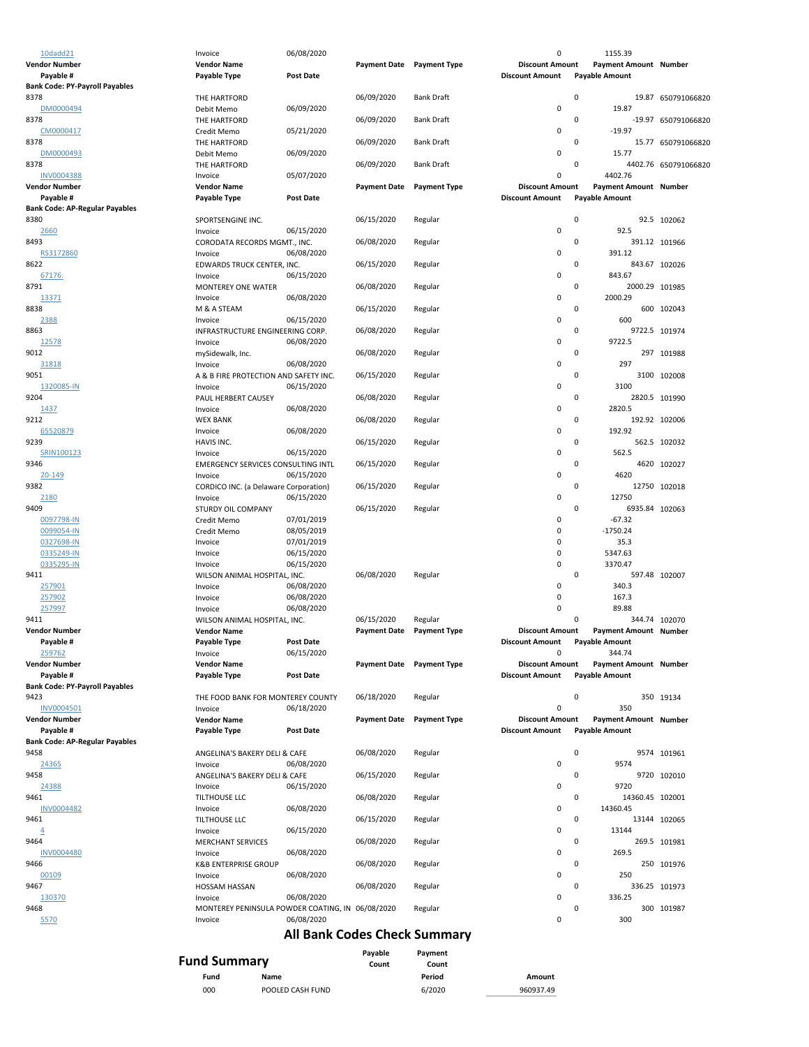| | | | | | | | |
|---|---|---|---|---|---|---|---|
| 10dadd21 | Invoice | 06/08/2020 | | | 0 | 1155.39 | |
| **Vendor Number** | **Vendor Name** | | **Payment Date** | **Payment Type** | **Discount Amount** | **Payment Amount** | **Number** |
| **Payable #** | **Payable Type** | **Post Date** | | | **Discount Amount** | **Payable Amount** | |
| **Bank Code: PY-Payroll Payables** | | | | | | | |
| 8378 | THE HARTFORD | | 06/09/2020 | Bank Draft | 0 | 19.87 | 650791066820 |
| DM0000494 | Debit Memo | 06/09/2020 | | | 0 | 19.87 | |
| 8378 | THE HARTFORD | | 06/09/2020 | Bank Draft | 0 | -19.97 | 650791066820 |
| CM0000417 | Credit Memo | 05/21/2020 | | | 0 | -19.97 | |
| 8378 | THE HARTFORD | | 06/09/2020 | Bank Draft | 0 | 15.77 | 650791066820 |
| DM0000493 | Debit Memo | 06/09/2020 | | | 0 | 15.77 | |
| 8378 | THE HARTFORD | | 06/09/2020 | Bank Draft | 0 | 4402.76 | 650791066820 |
| INV0004388 | Invoice | 05/07/2020 | | | 0 | 4402.76 | |
| **Vendor Number** | **Vendor Name** | | **Payment Date** | **Payment Type** | **Discount Amount** | **Payment Amount** | **Number** |
| **Payable #** | **Payable Type** | **Post Date** | | | **Discount Amount** | **Payable Amount** | |
| **Bank Code: AP-Regular Payables** | | | | | | | |
| 8380 | SPORTSENGINE INC. | | 06/15/2020 | Regular | 0 | 92.5 | 102062 |
| 2660 | Invoice | 06/15/2020 | | | 0 | 92.5 | |
| 8493 | CORODATA RECORDS MGMT., INC. | | 06/08/2020 | Regular | 0 | 391.12 | 101966 |
| RS3172860 | Invoice | 06/08/2020 | | | 0 | 391.12 | |
| 8622 | EDWARDS TRUCK CENTER, INC. | | 06/15/2020 | Regular | 0 | 843.67 | 102026 |
| 67176. | Invoice | 06/15/2020 | | | 0 | 843.67 | |
| 8791 | MONTEREY ONE WATER | | 06/08/2020 | Regular | 0 | 2000.29 | 101985 |
| 13371 | Invoice | 06/08/2020 | | | 0 | 2000.29 | |
| 8838 | M & A STEAM | | 06/15/2020 | Regular | 0 | 600 | 102043 |
| 2388 | Invoice | 06/15/2020 | | | 0 | 600 | |
| 8863 | INFRASTRUCTURE ENGINEERING CORP. | | 06/08/2020 | Regular | 0 | 9722.5 | 101974 |
| 12578 | Invoice | 06/08/2020 | | | 0 | 9722.5 | |
| 9012 | mySidewalk, Inc. | | 06/08/2020 | Regular | 0 | 297 | 101988 |
| 31818 | Invoice | 06/08/2020 | | | 0 | 297 | |
| 9051 | A & B FIRE PROTECTION AND SAFETY INC. | | 06/15/2020 | Regular | 0 | 3100 | 102008 |
| 1320085-IN | Invoice | 06/15/2020 | | | 0 | 3100 | |
| 9204 | PAUL HERBERT CAUSEY | | 06/08/2020 | Regular | 0 | 2820.5 | 101990 |
| 1437 | Invoice | 06/08/2020 | | | 0 | 2820.5 | |
| 9212 | WEX BANK | | 06/08/2020 | Regular | 0 | 192.92 | 102006 |
| 65520879 | Invoice | 06/08/2020 | | | 0 | 192.92 | |
| 9239 | HAVIS INC. | | 06/15/2020 | Regular | 0 | 562.5 | 102032 |
| SRIN100123 | Invoice | 06/15/2020 | | | 0 | 562.5 | |
| 9346 | EMERGENCY SERVICES CONSULTING INTL | | 06/15/2020 | Regular | 0 | 4620 | 102027 |
| 20-149 | Invoice | 06/15/2020 | | | 0 | 4620 | |
| 9382 | CORDICO INC. (a Delaware Corporation) | | 06/15/2020 | Regular | 0 | 12750 | 102018 |
| 2180 | Invoice | 06/15/2020 | | | 0 | 12750 | |
| 9409 | STURDY OIL COMPANY | | 06/15/2020 | Regular | 0 | 6935.84 | 102063 |
| 0097798-IN | Credit Memo | 07/01/2019 | | | 0 | -67.32 | |
| 0099054-IN | Credit Memo | 08/05/2019 | | | 0 | -1750.24 | |
| 0327698-IN | Invoice | 07/01/2019 | | | 0 | 35.3 | |
| 0335249-IN | Invoice | 06/15/2020 | | | 0 | 5347.63 | |
| 0335295-IN | Invoice | 06/15/2020 | | | 0 | 3370.47 | |
| 9411 | WILSON ANIMAL HOSPITAL, INC. | | 06/08/2020 | Regular | 0 | 597.48 | 102007 |
| 257901 | Invoice | 06/08/2020 | | | 0 | 340.3 | |
| 257902 | Invoice | 06/08/2020 | | | 0 | 167.3 | |
| 257997 | Invoice | 06/08/2020 | | | 0 | 89.88 | |
| 9411 | WILSON ANIMAL HOSPITAL, INC. | | 06/15/2020 | Regular | 0 | 344.74 | 102070 |
| **Vendor Number** | **Vendor Name** | | **Payment Date** | **Payment Type** | **Discount Amount** | **Payment Amount** | **Number** |
| **Payable #** | **Payable Type** | **Post Date** | | | **Discount Amount** | **Payable Amount** | |
| 259762 | Invoice | 06/15/2020 | | | 0 | 344.74 | |
| **Vendor Number** | **Vendor Name** | | **Payment Date** | **Payment Type** | **Discount Amount** | **Payment Amount** | **Number** |
| **Payable #** | **Payable Type** | **Post Date** | | | **Discount Amount** | **Payable Amount** | |
| **Bank Code: PY-Payroll Payables** | | | | | | | |
| 9423 | THE FOOD BANK FOR MONTEREY COUNTY | | 06/18/2020 | Regular | 0 | 350 | 19134 |
| INV0004501 | Invoice | 06/18/2020 | | | 0 | 350 | |
| **Vendor Number** | **Vendor Name** | | **Payment Date** | **Payment Type** | **Discount Amount** | **Payment Amount** | **Number** |
| **Payable #** | **Payable Type** | **Post Date** | | | **Discount Amount** | **Payable Amount** | |
| **Bank Code: AP-Regular Payables** | | | | | | | |
| 9458 | ANGELINA'S BAKERY DELI & CAFE | | 06/08/2020 | Regular | 0 | 9574 | 101961 |
| 24365 | Invoice | 06/08/2020 | | | 0 | 9574 | |
| 9458 | ANGELINA'S BAKERY DELI & CAFE | | 06/15/2020 | Regular | 0 | 9720 | 102010 |
| 24388 | Invoice | 06/15/2020 | | | 0 | 9720 | |
| 9461 | TILTHOUSE LLC | | 06/08/2020 | Regular | 0 | 14360.45 | 102001 |
| INV0004482 | Invoice | 06/08/2020 | | | 0 | 14360.45 | |
| 9461 | TILTHOUSE LLC | | 06/15/2020 | Regular | 0 | 13144 | 102065 |
| 4 | Invoice | 06/15/2020 | | | 0 | 13144 | |
| 9464 | MERCHANT SERVICES | | 06/08/2020 | Regular | 0 | 269.5 | 101981 |
| INV0004480 | Invoice | 06/08/2020 | | | 0 | 269.5 | |
| 9466 | K&B ENTERPRISE GROUP | | 06/08/2020 | Regular | 0 | 250 | 101976 |
| 00109 | Invoice | 06/08/2020 | | | 0 | 250 | |
| 9467 | HOSSAM HASSAN | | 06/08/2020 | Regular | 0 | 336.25 | 101973 |
| 130370 | Invoice | 06/08/2020 | | | 0 | 336.25 | |
| 9468 | MONTEREY PENINSULA POWDER COATING, IN | | 06/08/2020 | Regular | 0 | 300 | 101987 |
| 5570 | Invoice | 06/08/2020 | | | 0 | 300 | |

## All Bank Codes Check Summary

### Fund Summary

| Fund | Name | Payable Count | Payment Count Period | Amount |
|---|---|---|---|---|
| 000 | POOLED CASH FUND | | 6/2020 | 960937.49 |